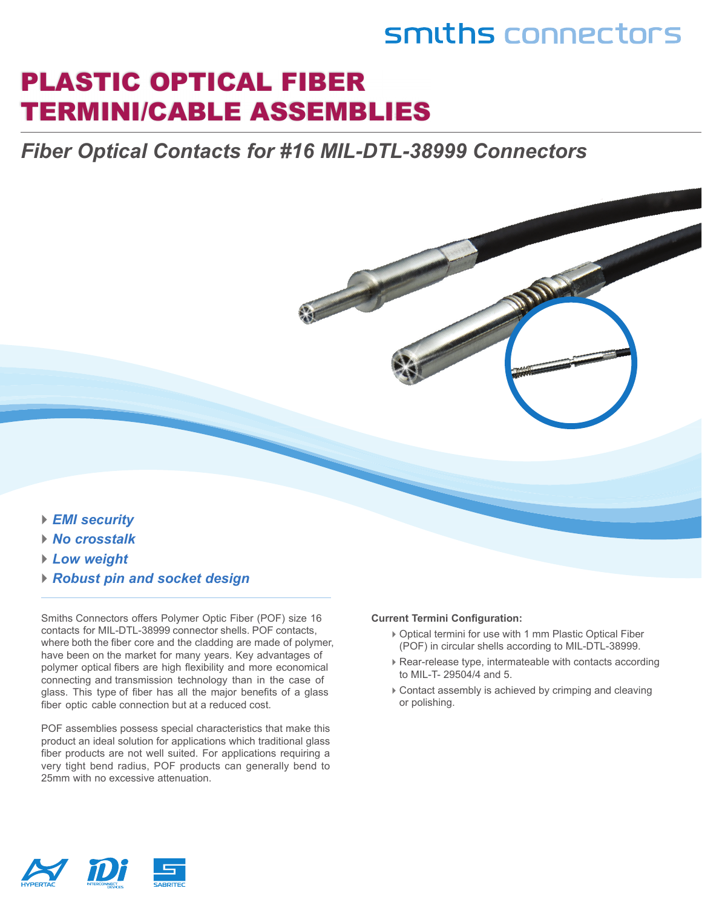smiths connectors

# PLASTIC OPTICAL FIBER TERMINI/CABLE ASSEMBLIES

## *Fiber Optical Contacts for #16 MIL-DTL-38999 Connectors*

- ***EMI security***
- ***No crosstalk***
- ***Low weight***
- ***Robust pin and socket design***

Smiths Connectors offers Polymer Optic Fiber (POF) size 16 contacts for MIL-DTL-38999 connector shells. POF contacts, where both the fiber core and the cladding are made of polymer, have been on the market for many years. Key advantages of polymer optical fibers are high flexibility and more economical connecting and transmission technology than in the case of glass. This type of fiber has all the major benefits of a glass fiber optic cable connection but at a reduced cost.

POF assemblies possess special characteristics that make this product an ideal solution for applications which traditional glass fiber products are not well suited. For applications requiring a very tight bend radius, POF products can generally bend to 25mm with no excessive attenuation.

**Current Termini Configuration:**

- Optical termini for use with 1 mm Plastic Optical Fiber (POF) in circular shells according to MIL-DTL-38999.
- Rear-release type, intermateable with contacts according to MIL-T- 29504/4 and 5.
- Contact assembly is achieved by crimping and cleaving or polishing.

HYPERTAC   IDI INTERCONNECT DEVICES   SABRITEC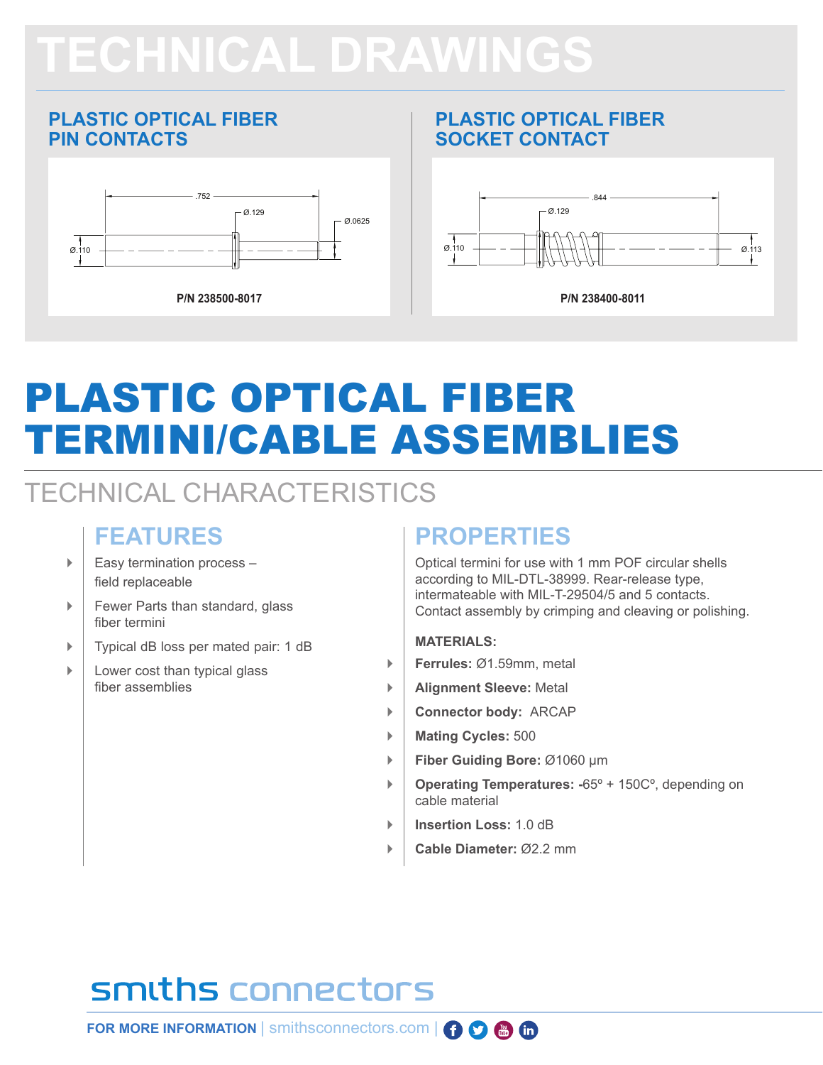# TECHNICAL DRAWINGS

## PLASTIC OPTICAL FIBER PIN CONTACTS

.752

Ø.129

Ø.0625

Ø.110

P/N 238500-8017

## PLASTIC OPTICAL FIBER SOCKET CONTACT

.844

Ø.129

Ø.110

Ø.113

P/N 238400-8011

# PLASTIC OPTICAL FIBER TERMINI/CABLE ASSEMBLIES

## TECHNICAL CHARACTERISTICS

### FEATURES

- Easy termination process – field replaceable
- Fewer Parts than standard, glass fiber termini
- Typical dB loss per mated pair: 1 dB
- Lower cost than typical glass fiber assemblies

### PROPERTIES

Optical termini for use with 1 mm POF circular shells according to MIL-DTL-38999. Rear-release type, intermateable with MIL-T-29504/5 and 5 contacts. Contact assembly by crimping and cleaving or polishing.

**MATERIALS:**

- **Ferrules:** Ø1.59mm, metal
- **Alignment Sleeve:** Metal
- **Connector body:** ARCAP
- **Mating Cycles:** 500
- **Fiber Guiding Bore:** Ø1060 µm
- **Operating Temperatures:** -65º + 150Cº, depending on cable material
- **Insertion Loss:** 1.0 dB
- **Cable Diameter:** Ø2.2 mm

smiths connectors

**FOR MORE INFORMATION** | smithsconnectors.com |